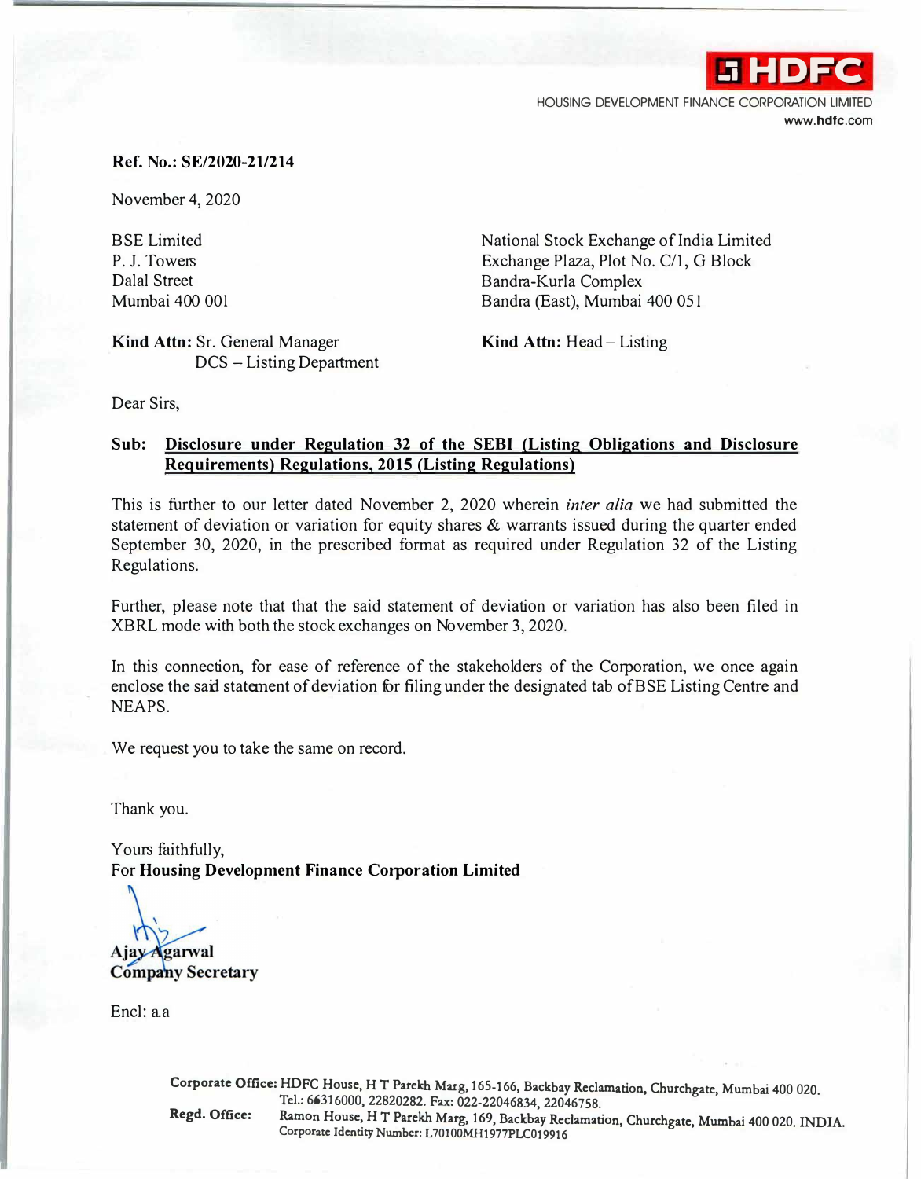**HDFC**

HOUSING DEVELOPMENT FINANCE CORPORATION LIMITED
www.hdfc.com

**Ref. No.: SE/2020-21/214**

November 4, 2020

BSE Limited
P. J. Towers
Dalal Street
Mumbai 400 001

**Kind Attn:** Sr. General Manager
DCS – Listing Department

National Stock Exchange of India Limited
Exchange Plaza, Plot No. C/1, G Block
Bandra-Kurla Complex
Bandra (East), Mumbai 400 051

**Kind Attn:** Head – Listing

Dear Sirs,

**Sub: Disclosure under Regulation 32 of the SEBI (Listing Obligations and Disclosure Requirements) Regulations, 2015 (Listing Regulations)**

This is further to our letter dated November 2, 2020 wherein *inter alia* we had submitted the statement of deviation or variation for equity shares & warrants issued during the quarter ended September 30, 2020, in the prescribed format as required under Regulation 32 of the Listing Regulations.

Further, please note that that the said statement of deviation or variation has also been filed in XBRL mode with both the stock exchanges on November 3, 2020.

In this connection, for ease of reference of the stakeholders of the Corporation, we once again enclose the said statement of deviation for filing under the designated tab of BSE Listing Centre and NEAPS.

We request you to take the same on record.

Thank you.

Yours faithfully,
For **Housing Development Finance Corporation Limited**

**Ajay Agarwal**
**Company Secretary**

Encl: a.a

**Corporate Office:** HDFC House, H T Parekh Marg, 165-166, Backbay Reclamation, Churchgate, Mumbai 400 020.
Tel.: 66316000, 22820282. Fax: 022-22046834, 22046758.
**Regd. Office:** Ramon House, H T Parekh Marg, 169, Backbay Reclamation, Churchgate, Mumbai 400 020. INDIA.
Corporate Identity Number: L70100MH1977PLC019916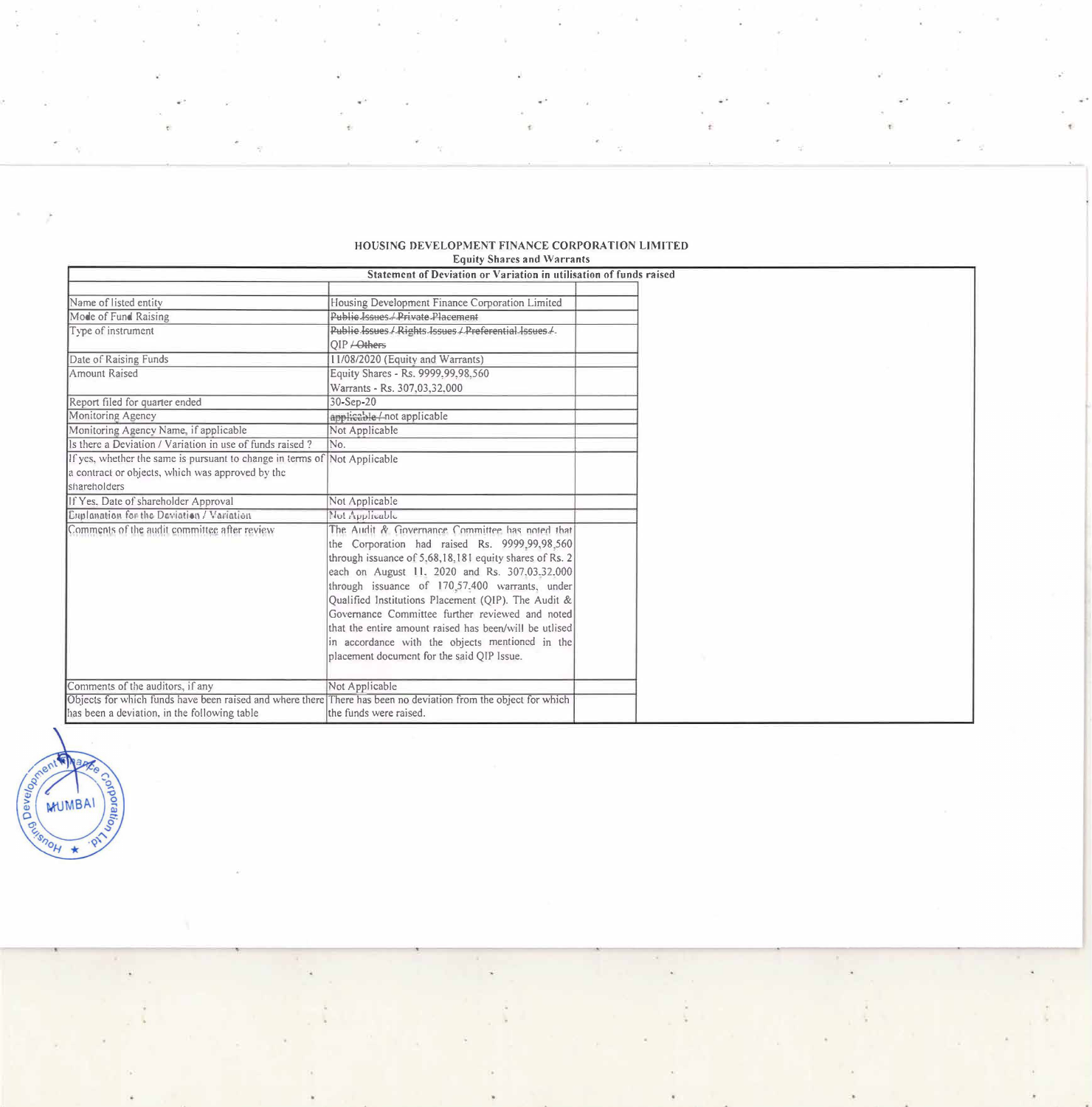**HOUSING DEVELOPMENT FINANCE CORPORATION LIMITED**

**Equity Shares and Warrants**

| Statement of Deviation or Variation in utilisation of funds raised | | |
|---|---|---|
| | | |
| Name of listed entity | Housing Development Finance Corporation Limited | |
| Mode of Fund Raising | ~~Public Issues / Private Placement~~ | |
| Type of instrument | ~~Public Issues / Rights Issues / Preferential Issues /~~ QIP ~~/ Others~~ | |
| Date of Raising Funds | 11/08/2020 (Equity and Warrants) | |
| Amount Raised | Equity Shares - Rs. 9999,99,98,560<br>Warrants - Rs. 307,03,32,000 | |
| Report filed for quarter ended | 30-Sep-20 | |
| Monitoring Agency | ~~applicable /~~ not applicable | |
| Monitoring Agency Name, if applicable | Not Applicable | |
| Is there a Deviation / Variation in use of funds raised ? | No. | |
| If yes, whether the same is pursuant to change in terms of a contract or objects, which was approved by the shareholders | Not Applicable | |
| If Yes, Date of shareholder Approval | Not Applicable | |
| Explanation for the Deviation / Variation | Not Applicable | |
| Comments of the audit committee after review | The Audit & Governance Committee has noted that the Corporation had raised Rs. 9999,99,98,560 through issuance of 5,68,18,181 equity shares of Rs. 2 each on August 11, 2020 and Rs. 307,03,32,000 through issuance of 170,57,400 warrants, under Qualified Institutions Placement (QIP). The Audit & Governance Committee further reviewed and noted that the entire amount raised has been/will be utlised in accordance with the objects mentioned in the placement document for the said QIP Issue. | |
| Comments of the auditors, if any | Not Applicable | |
| Objects for which funds have been raised and where there has been a deviation, in the following table | There has been no deviation from the object for which the funds were raised. | |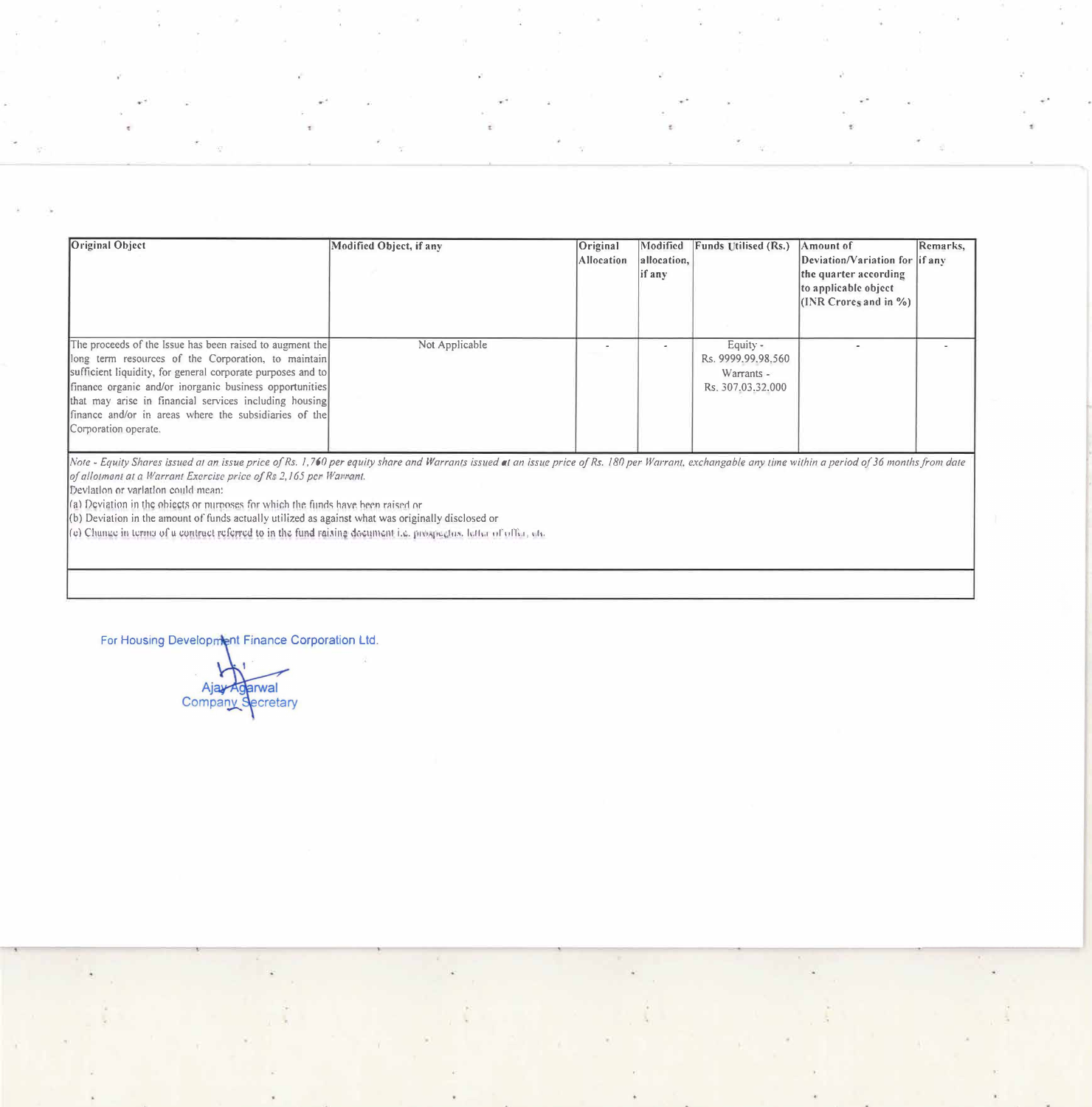| Original Object | Modified Object, if any | Original Allocation | Modified allocation, if any | Funds Utilised (Rs.) | Amount of Deviation/Variation for the quarter according to applicable object (INR Crores and in %) | Remarks, if any |
|---|---|---|---|---|---|---|
| The proceeds of the Issue has been raised to augment the long term resources of the Corporation, to maintain sufficient liquidity, for general corporate purposes and to finance organic and/or inorganic business opportunities that may arise in financial services including housing finance and/or in areas where the subsidiaries of the Corporation operate. | Not Applicable | - | - | Equity - Rs. 9999,99,98,560 Warrants - Rs. 307,03,32,000 | - | - |

*Note - Equity Shares issued at an issue price of Rs. 1,760 per equity share and Warrants issued at an issue price of Rs. 180 per Warrant, exchangable any time within a period of 36 months from date of allotment at a Warrant Exercise price of Rs 2,165 per Warrant.*

Deviation or variation could mean:

(a) Deviation in the objects or purposes for which the funds have been raised or

(b) Deviation in the amount of funds actually utilized as against what was originally disclosed or

(c) Change in terms of a contract referred to in the fund raising document i.e. prospectus, letter of offer, etc.

For Housing Development Finance Corporation Ltd.

Ajay Agarwal
Company Secretary